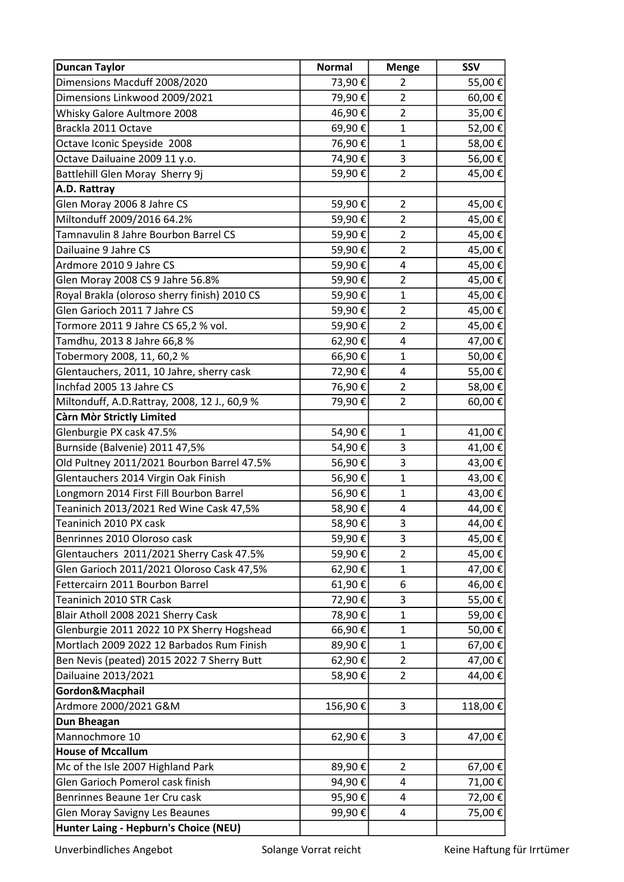| Duncan Taylor | Normal | Menge | SSV |
|---|---|---|---|
| Dimensions Macduff 2008/2020 | 73,90 € | 2 | 55,00 € |
| Dimensions Linkwood 2009/2021 | 79,90 € | 2 | 60,00 € |
| Whisky Galore Aultmore 2008 | 46,90 € | 2 | 35,00 € |
| Brackla 2011 Octave | 69,90 € | 1 | 52,00 € |
| Octave Iconic Speyside 2008 | 76,90 € | 1 | 58,00 € |
| Octave Dailuaine 2009 11 y.o. | 74,90 € | 3 | 56,00 € |
| Battlehill Glen Moray Sherry 9j | 59,90 € | 2 | 45,00 € |
| **A.D. Rattray** | | | |
| Glen Moray 2006 8 Jahre CS | 59,90 € | 2 | 45,00 € |
| Miltonduff 2009/2016 64.2% | 59,90 € | 2 | 45,00 € |
| Tamnavulin 8 Jahre Bourbon Barrel CS | 59,90 € | 2 | 45,00 € |
| Dailuaine 9 Jahre CS | 59,90 € | 2 | 45,00 € |
| Ardmore 2010 9 Jahre CS | 59,90 € | 4 | 45,00 € |
| Glen Moray 2008 CS 9 Jahre 56.8% | 59,90 € | 2 | 45,00 € |
| Royal Brakla (oloroso sherry finish) 2010 CS | 59,90 € | 1 | 45,00 € |
| Glen Garioch 2011 7 Jahre CS | 59,90 € | 2 | 45,00 € |
| Tormore 2011 9 Jahre CS 65,2 % vol. | 59,90 € | 2 | 45,00 € |
| Tamdhu, 2013 8 Jahre 66,8 % | 62,90 € | 4 | 47,00 € |
| Tobermory 2008, 11, 60,2 % | 66,90 € | 1 | 50,00 € |
| Glentauchers, 2011, 10 Jahre, sherry cask | 72,90 € | 4 | 55,00 € |
| Inchfad 2005 13 Jahre CS | 76,90 € | 2 | 58,00 € |
| Miltonduff, A.D.Rattray, 2008, 12 J., 60,9 % | 79,90 € | 2 | 60,00 € |
| **Càrn Mòr Strictly Limited** | | | |
| Glenburgie PX cask 47.5% | 54,90 € | 1 | 41,00 € |
| Burnside (Balvenie) 2011 47,5% | 54,90 € | 3 | 41,00 € |
| Old Pultney 2011/2021 Bourbon Barrel 47.5% | 56,90 € | 3 | 43,00 € |
| Glentauchers 2014 Virgin Oak Finish | 56,90 € | 1 | 43,00 € |
| Longmorn 2014 First Fill Bourbon Barrel | 56,90 € | 1 | 43,00 € |
| Teaninich 2013/2021 Red Wine Cask 47,5% | 58,90 € | 4 | 44,00 € |
| Teaninich 2010 PX cask | 58,90 € | 3 | 44,00 € |
| Benrinnes 2010 Oloroso cask | 59,90 € | 3 | 45,00 € |
| Glentauchers 2011/2021 Sherry Cask 47.5% | 59,90 € | 2 | 45,00 € |
| Glen Garioch 2011/2021 Oloroso Cask 47,5% | 62,90 € | 1 | 47,00 € |
| Fettercairn 2011 Bourbon Barrel | 61,90 € | 6 | 46,00 € |
| Teaninich 2010 STR Cask | 72,90 € | 3 | 55,00 € |
| Blair Atholl 2008 2021 Sherry Cask | 78,90 € | 1 | 59,00 € |
| Glenburgie 2011 2022 10 PX Sherry Hogshead | 66,90 € | 1 | 50,00 € |
| Mortlach 2009 2022 12 Barbados Rum Finish | 89,90 € | 1 | 67,00 € |
| Ben Nevis (peated) 2015 2022 7 Sherry Butt | 62,90 € | 2 | 47,00 € |
| Dailuaine 2013/2021 | 58,90 € | 2 | 44,00 € |
| **Gordon&Macphail** | | | |
| Ardmore 2000/2021 G&M | 156,90 € | 3 | 118,00 € |
| **Dun Bheagan** | | | |
| Mannochmore 10 | 62,90 € | 3 | 47,00 € |
| **House of Mccallum** | | | |
| Mc of the Isle 2007 Highland Park | 89,90 € | 2 | 67,00 € |
| Glen Garioch Pomerol cask finish | 94,90 € | 4 | 71,00 € |
| Benrinnes Beaune 1er Cru cask | 95,90 € | 4 | 72,00 € |
| Glen Moray Savigny Les Beaunes | 99,90 € | 4 | 75,00 € |
| **Hunter Laing - Hepburn's Choice (NEU)** | | | |

Unverbindliches Angebot — Solange Vorrat reicht — Keine Haftung für Irrtümer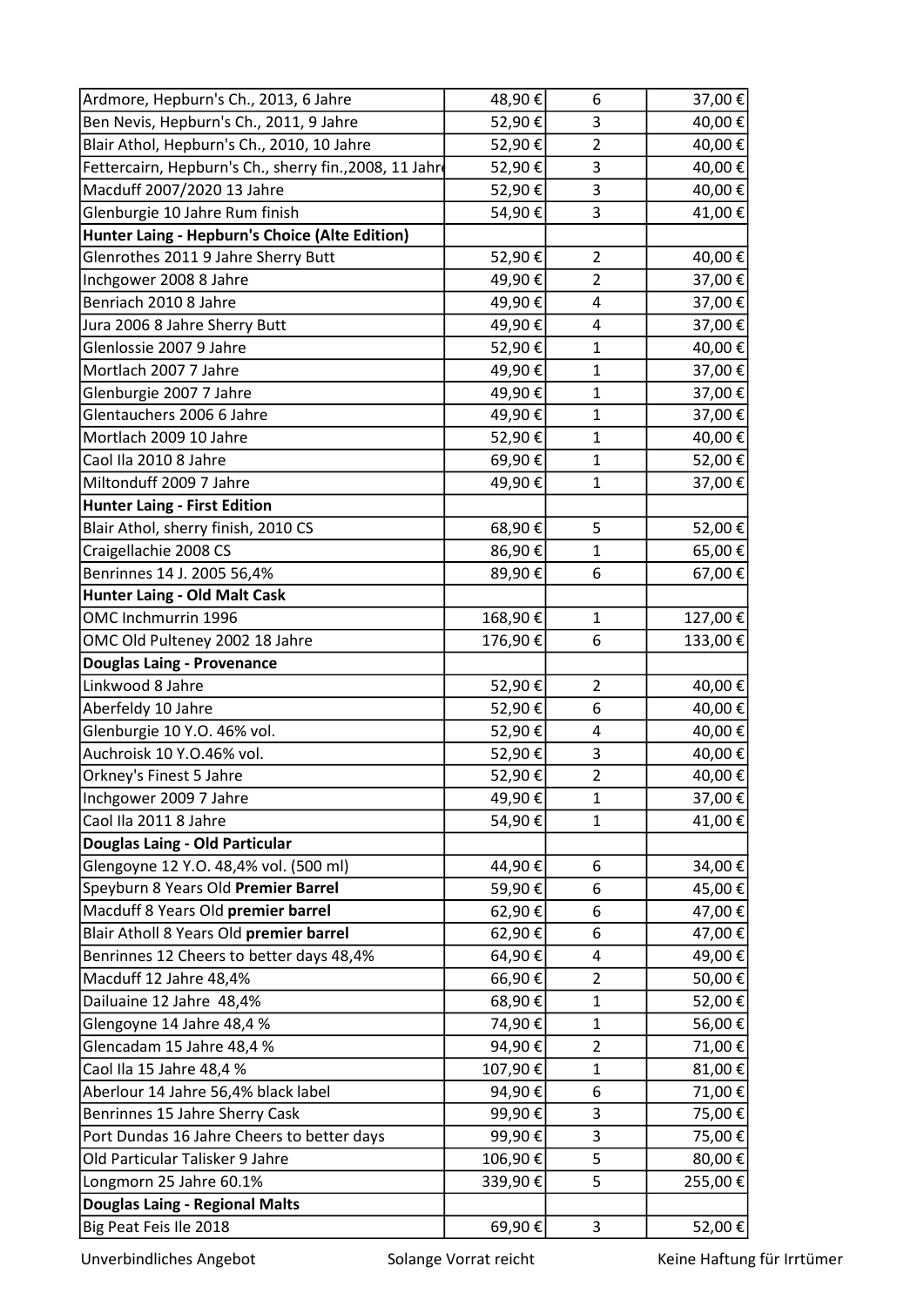| | | | |
|---|---|---|---|
| Ardmore, Hepburn's Ch., 2013, 6 Jahre | 48,90 € | 6 | 37,00 € |
| Ben Nevis, Hepburn's Ch., 2011, 9 Jahre | 52,90 € | 3 | 40,00 € |
| Blair Athol, Hepburn's Ch., 2010, 10 Jahre | 52,90 € | 2 | 40,00 € |
| Fettercairn, Hepburn's Ch., sherry fin.,2008, 11 Jahre | 52,90 € | 3 | 40,00 € |
| Macduff 2007/2020 13 Jahre | 52,90 € | 3 | 40,00 € |
| Glenburgie 10 Jahre Rum finish | 54,90 € | 3 | 41,00 € |
| **Hunter Laing - Hepburn's Choice (Alte Edition)** | | | |
| Glenrothes 2011 9 Jahre Sherry Butt | 52,90 € | 2 | 40,00 € |
| Inchgower 2008 8 Jahre | 49,90 € | 2 | 37,00 € |
| Benriach 2010 8 Jahre | 49,90 € | 4 | 37,00 € |
| Jura 2006 8 Jahre Sherry Butt | 49,90 € | 4 | 37,00 € |
| Glenlossie 2007 9 Jahre | 52,90 € | 1 | 40,00 € |
| Mortlach 2007 7 Jahre | 49,90 € | 1 | 37,00 € |
| Glenburgie 2007 7 Jahre | 49,90 € | 1 | 37,00 € |
| Glentauchers 2006 6 Jahre | 49,90 € | 1 | 37,00 € |
| Mortlach 2009 10 Jahre | 52,90 € | 1 | 40,00 € |
| Caol Ila 2010 8 Jahre | 69,90 € | 1 | 52,00 € |
| Miltonduff 2009 7 Jahre | 49,90 € | 1 | 37,00 € |
| **Hunter Laing - First Edition** | | | |
| Blair Athol, sherry finish, 2010 CS | 68,90 € | 5 | 52,00 € |
| Craigellachie 2008 CS | 86,90 € | 1 | 65,00 € |
| Benrinnes 14 J. 2005 56,4% | 89,90 € | 6 | 67,00 € |
| **Hunter Laing - Old Malt Cask** | | | |
| OMC Inchmurrin 1996 | 168,90 € | 1 | 127,00 € |
| OMC Old Pulteney 2002 18 Jahre | 176,90 € | 6 | 133,00 € |
| **Douglas Laing - Provenance** | | | |
| Linkwood 8 Jahre | 52,90 € | 2 | 40,00 € |
| Aberfeldy 10 Jahre | 52,90 € | 6 | 40,00 € |
| Glenburgie 10 Y.O. 46% vol. | 52,90 € | 4 | 40,00 € |
| Auchroisk 10 Y.O.46% vol. | 52,90 € | 3 | 40,00 € |
| Orkney's Finest 5 Jahre | 52,90 € | 2 | 40,00 € |
| Inchgower 2009 7 Jahre | 49,90 € | 1 | 37,00 € |
| Caol Ila 2011 8 Jahre | 54,90 € | 1 | 41,00 € |
| **Douglas Laing - Old Particular** | | | |
| Glengoyne 12 Y.O. 48,4% vol. (500 ml) | 44,90 € | 6 | 34,00 € |
| Speyburn 8 Years Old **Premier Barrel** | 59,90 € | 6 | 45,00 € |
| Macduff 8 Years Old **premier barrel** | 62,90 € | 6 | 47,00 € |
| Blair Atholl 8 Years Old **premier barrel** | 62,90 € | 6 | 47,00 € |
| Benrinnes 12 Cheers to better days 48,4% | 64,90 € | 4 | 49,00 € |
| Macduff 12 Jahre 48,4% | 66,90 € | 2 | 50,00 € |
| Dailuaine 12 Jahre 48,4% | 68,90 € | 1 | 52,00 € |
| Glengoyne 14 Jahre 48,4 % | 74,90 € | 1 | 56,00 € |
| Glencadam 15 Jahre 48,4 % | 94,90 € | 2 | 71,00 € |
| Caol Ila 15 Jahre 48,4 % | 107,90 € | 1 | 81,00 € |
| Aberlour 14 Jahre 56,4% black label | 94,90 € | 6 | 71,00 € |
| Benrinnes 15 Jahre Sherry Cask | 99,90 € | 3 | 75,00 € |
| Port Dundas 16 Jahre Cheers to better days | 99,90 € | 3 | 75,00 € |
| Old Particular Talisker 9 Jahre | 106,90 € | 5 | 80,00 € |
| Longmorn 25 Jahre 60.1% | 339,90 € | 5 | 255,00 € |
| **Douglas Laing - Regional Malts** | | | |
| Big Peat Feis Ile 2018 | 69,90 € | 3 | 52,00 € |

Unverbindliches Angebot Solange Vorrat reicht Keine Haftung für Irrtümer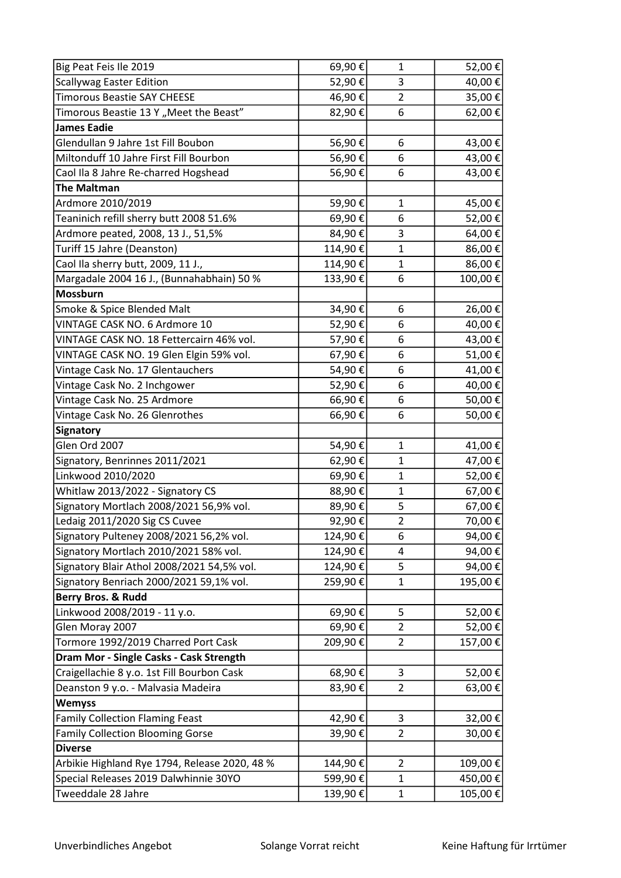| | | | |
|---|---|---|---|
| Big Peat Feis Ile 2019 | 69,90 € | 1 | 52,00 € |
| Scallywag Easter Edition | 52,90 € | 3 | 40,00 € |
| Timorous Beastie SAY CHEESE | 46,90 € | 2 | 35,00 € |
| Timorous Beastie 13 Y „Meet the Beast" | 82,90 € | 6 | 62,00 € |
| **James Eadie** | | | |
| Glendullan 9 Jahre 1st Fill Boubon | 56,90 € | 6 | 43,00 € |
| Miltonduff 10 Jahre First Fill Bourbon | 56,90 € | 6 | 43,00 € |
| Caol Ila 8 Jahre Re-charred Hogshead | 56,90 € | 6 | 43,00 € |
| **The Maltman** | | | |
| Ardmore 2010/2019 | 59,90 € | 1 | 45,00 € |
| Teaninich refill sherry butt 2008 51.6% | 69,90 € | 6 | 52,00 € |
| Ardmore peated, 2008, 13 J., 51,5% | 84,90 € | 3 | 64,00 € |
| Turiff 15 Jahre (Deanston) | 114,90 € | 1 | 86,00 € |
| Caol Ila sherry butt, 2009, 11 J., | 114,90 € | 1 | 86,00 € |
| Margadale 2004 16 J., (Bunnahabhain) 50 % | 133,90 € | 6 | 100,00 € |
| **Mossburn** | | | |
| Smoke & Spice Blended Malt | 34,90 € | 6 | 26,00 € |
| VINTAGE CASK NO. 6 Ardmore 10 | 52,90 € | 6 | 40,00 € |
| VINTAGE CASK NO. 18 Fettercairn 46% vol. | 57,90 € | 6 | 43,00 € |
| VINTAGE CASK NO. 19 Glen Elgin 59% vol. | 67,90 € | 6 | 51,00 € |
| Vintage Cask No. 17 Glentauchers | 54,90 € | 6 | 41,00 € |
| Vintage Cask No. 2 Inchgower | 52,90 € | 6 | 40,00 € |
| Vintage Cask No. 25 Ardmore | 66,90 € | 6 | 50,00 € |
| Vintage Cask No. 26 Glenrothes | 66,90 € | 6 | 50,00 € |
| **Signatory** | | | |
| Glen Ord 2007 | 54,90 € | 1 | 41,00 € |
| Signatory, Benrinnes 2011/2021 | 62,90 € | 1 | 47,00 € |
| Linkwood 2010/2020 | 69,90 € | 1 | 52,00 € |
| Whitlaw 2013/2022 - Signatory CS | 88,90 € | 1 | 67,00 € |
| Signatory Mortlach 2008/2021 56,9% vol. | 89,90 € | 5 | 67,00 € |
| Ledaig 2011/2020 Sig CS Cuvee | 92,90 € | 2 | 70,00 € |
| Signatory Pulteney 2008/2021 56,2% vol. | 124,90 € | 6 | 94,00 € |
| Signatory Mortlach 2010/2021 58% vol. | 124,90 € | 4 | 94,00 € |
| Signatory Blair Athol 2008/2021 54,5% vol. | 124,90 € | 5 | 94,00 € |
| Signatory Benriach 2000/2021 59,1% vol. | 259,90 € | 1 | 195,00 € |
| **Berry Bros. & Rudd** | | | |
| Linkwood 2008/2019 - 11 y.o. | 69,90 € | 5 | 52,00 € |
| Glen Moray 2007 | 69,90 € | 2 | 52,00 € |
| Tormore 1992/2019 Charred Port Cask | 209,90 € | 2 | 157,00 € |
| **Dram Mor - Single Casks - Cask Strength** | | | |
| Craigellachie 8 y.o. 1st Fill Bourbon Cask | 68,90 € | 3 | 52,00 € |
| Deanston 9 y.o. - Malvasia Madeira | 83,90 € | 2 | 63,00 € |
| **Wemyss** | | | |
| Family Collection Flaming Feast | 42,90 € | 3 | 32,00 € |
| Family Collection Blooming Gorse | 39,90 € | 2 | 30,00 € |
| **Diverse** | | | |
| Arbikie Highland Rye 1794, Release 2020, 48 % | 144,90 € | 2 | 109,00 € |
| Special Releases 2019 Dalwhinnie 30YO | 599,90 € | 1 | 450,00 € |
| Tweeddale 28 Jahre | 139,90 € | 1 | 105,00 € |

Unverbindliches Angebot — Solange Vorrat reicht — Keine Haftung für Irrtümer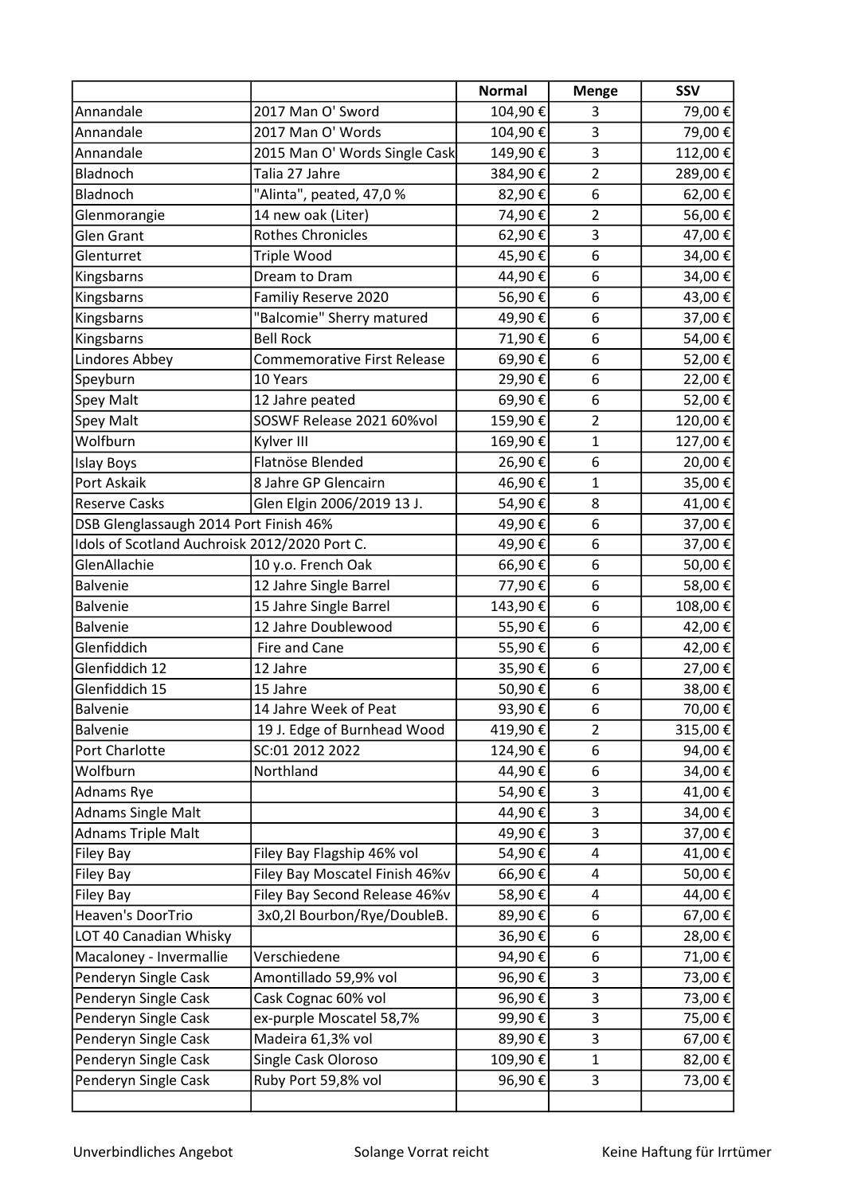| | | Normal | Menge | SSV |
|---|---|---|---|---|
| Annandale | 2017 Man O' Sword | 104,90 € | 3 | 79,00 € |
| Annandale | 2017 Man O' Words | 104,90 € | 3 | 79,00 € |
| Annandale | 2015 Man O' Words Single Cask | 149,90 € | 3 | 112,00 € |
| Bladnoch | Talia 27 Jahre | 384,90 € | 2 | 289,00 € |
| Bladnoch | "Alinta", peated, 47,0 % | 82,90 € | 6 | 62,00 € |
| Glenmorangie | 14 new oak (Liter) | 74,90 € | 2 | 56,00 € |
| Glen Grant | Rothes Chronicles | 62,90 € | 3 | 47,00 € |
| Glenturret | Triple Wood | 45,90 € | 6 | 34,00 € |
| Kingsbarns | Dream to Dram | 44,90 € | 6 | 34,00 € |
| Kingsbarns | Familiy Reserve 2020 | 56,90 € | 6 | 43,00 € |
| Kingsbarns | "Balcomie" Sherry matured | 49,90 € | 6 | 37,00 € |
| Kingsbarns | Bell Rock | 71,90 € | 6 | 54,00 € |
| Lindores Abbey | Commemorative First Release | 69,90 € | 6 | 52,00 € |
| Speyburn | 10 Years | 29,90 € | 6 | 22,00 € |
| Spey Malt | 12 Jahre peated | 69,90 € | 6 | 52,00 € |
| Spey Malt | SOSWF Release 2021 60%vol | 159,90 € | 2 | 120,00 € |
| Wolfburn | Kylver III | 169,90 € | 1 | 127,00 € |
| Islay Boys | Flatnöse Blended | 26,90 € | 6 | 20,00 € |
| Port Askaik | 8 Jahre GP Glencairn | 46,90 € | 1 | 35,00 € |
| Reserve Casks | Glen Elgin 2006/2019 13 J. | 54,90 € | 8 | 41,00 € |
| DSB Glenglassaugh 2014 Port Finish 46% | | 49,90 € | 6 | 37,00 € |
| Idols of Scotland Auchroisk 2012/2020 Port C. | | 49,90 € | 6 | 37,00 € |
| GlenAllachie | 10 y.o. French Oak | 66,90 € | 6 | 50,00 € |
| Balvenie | 12 Jahre Single Barrel | 77,90 € | 6 | 58,00 € |
| Balvenie | 15 Jahre Single Barrel | 143,90 € | 6 | 108,00 € |
| Balvenie | 12 Jahre Doublewood | 55,90 € | 6 | 42,00 € |
| Glenfiddich | Fire and Cane | 55,90 € | 6 | 42,00 € |
| Glenfiddich 12 | 12 Jahre | 35,90 € | 6 | 27,00 € |
| Glenfiddich 15 | 15 Jahre | 50,90 € | 6 | 38,00 € |
| Balvenie | 14 Jahre Week of Peat | 93,90 € | 6 | 70,00 € |
| Balvenie | 19 J. Edge of Burnhead Wood | 419,90 € | 2 | 315,00 € |
| Port Charlotte | SC:01 2012 2022 | 124,90 € | 6 | 94,00 € |
| Wolfburn | Northland | 44,90 € | 6 | 34,00 € |
| Adnams Rye | | 54,90 € | 3 | 41,00 € |
| Adnams Single Malt | | 44,90 € | 3 | 34,00 € |
| Adnams Triple Malt | | 49,90 € | 3 | 37,00 € |
| Filey Bay | Filey Bay Flagship 46% vol | 54,90 € | 4 | 41,00 € |
| Filey Bay | Filey Bay Moscatel Finish 46%v | 66,90 € | 4 | 50,00 € |
| Filey Bay | Filey Bay Second Release 46%v | 58,90 € | 4 | 44,00 € |
| Heaven's DoorTrio | 3x0,2l Bourbon/Rye/DoubleB. | 89,90 € | 6 | 67,00 € |
| LOT 40 Canadian Whisky | | 36,90 € | 6 | 28,00 € |
| Macaloney - Invermallie | Verschiedene | 94,90 € | 6 | 71,00 € |
| Penderyn Single Cask | Amontillado 59,9% vol | 96,90 € | 3 | 73,00 € |
| Penderyn Single Cask | Cask Cognac 60% vol | 96,90 € | 3 | 73,00 € |
| Penderyn Single Cask | ex-purple Moscatel 58,7% | 99,90 € | 3 | 75,00 € |
| Penderyn Single Cask | Madeira 61,3% vol | 89,90 € | 3 | 67,00 € |
| Penderyn Single Cask | Single Cask Oloroso | 109,90 € | 1 | 82,00 € |
| Penderyn Single Cask | Ruby Port 59,8% vol | 96,90 € | 3 | 73,00 € |
| | | | | |

Unverbindliches Angebot Solange Vorrat reicht Keine Haftung für Irrtümer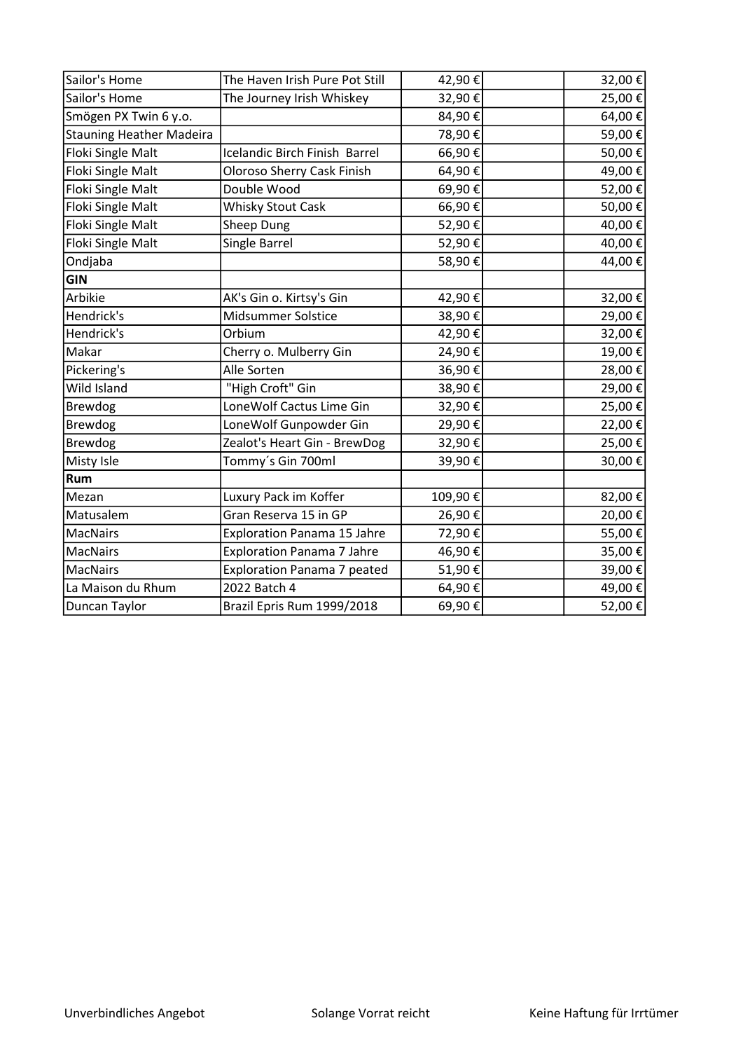| | | | | |
|---|---|---|---|---|
| Sailor's Home | The Haven Irish Pure Pot Still | 42,90 € | | 32,00 € |
| Sailor's Home | The Journey Irish Whiskey | 32,90 € | | 25,00 € |
| Smögen PX Twin 6 y.o. | | 84,90 € | | 64,00 € |
| Stauning Heather Madeira | | 78,90 € | | 59,00 € |
| Floki Single Malt | Icelandic Birch Finish Barrel | 66,90 € | | 50,00 € |
| Floki Single Malt | Oloroso Sherry Cask Finish | 64,90 € | | 49,00 € |
| Floki Single Malt | Double Wood | 69,90 € | | 52,00 € |
| Floki Single Malt | Whisky Stout Cask | 66,90 € | | 50,00 € |
| Floki Single Malt | Sheep Dung | 52,90 € | | 40,00 € |
| Floki Single Malt | Single Barrel | 52,90 € | | 40,00 € |
| Ondjaba | | 58,90 € | | 44,00 € |
| **GIN** | | | | |
| Arbikie | AK's Gin o. Kirtsy's Gin | 42,90 € | | 32,00 € |
| Hendrick's | Midsummer Solstice | 38,90 € | | 29,00 € |
| Hendrick's | Orbium | 42,90 € | | 32,00 € |
| Makar | Cherry o. Mulberry Gin | 24,90 € | | 19,00 € |
| Pickering's | Alle Sorten | 36,90 € | | 28,00 € |
| Wild Island | "High Croft" Gin | 38,90 € | | 29,00 € |
| Brewdog | LoneWolf Cactus Lime Gin | 32,90 € | | 25,00 € |
| Brewdog | LoneWolf Gunpowder Gin | 29,90 € | | 22,00 € |
| Brewdog | Zealot's Heart Gin - BrewDog | 32,90 € | | 25,00 € |
| Misty Isle | Tommy´s Gin 700ml | 39,90 € | | 30,00 € |
| **Rum** | | | | |
| Mezan | Luxury Pack im Koffer | 109,90 € | | 82,00 € |
| Matusalem | Gran Reserva 15 in GP | 26,90 € | | 20,00 € |
| MacNairs | Exploration Panama 15 Jahre | 72,90 € | | 55,00 € |
| MacNairs | Exploration Panama 7 Jahre | 46,90 € | | 35,00 € |
| MacNairs | Exploration Panama 7 peated | 51,90 € | | 39,00 € |
| La Maison du Rhum | 2022 Batch 4 | 64,90 € | | 49,00 € |
| Duncan Taylor | Brazil Epris Rum 1999/2018 | 69,90 € | | 52,00 € |

Unverbindliches Angebot    Solange Vorrat reicht    Keine Haftung für Irrtümer